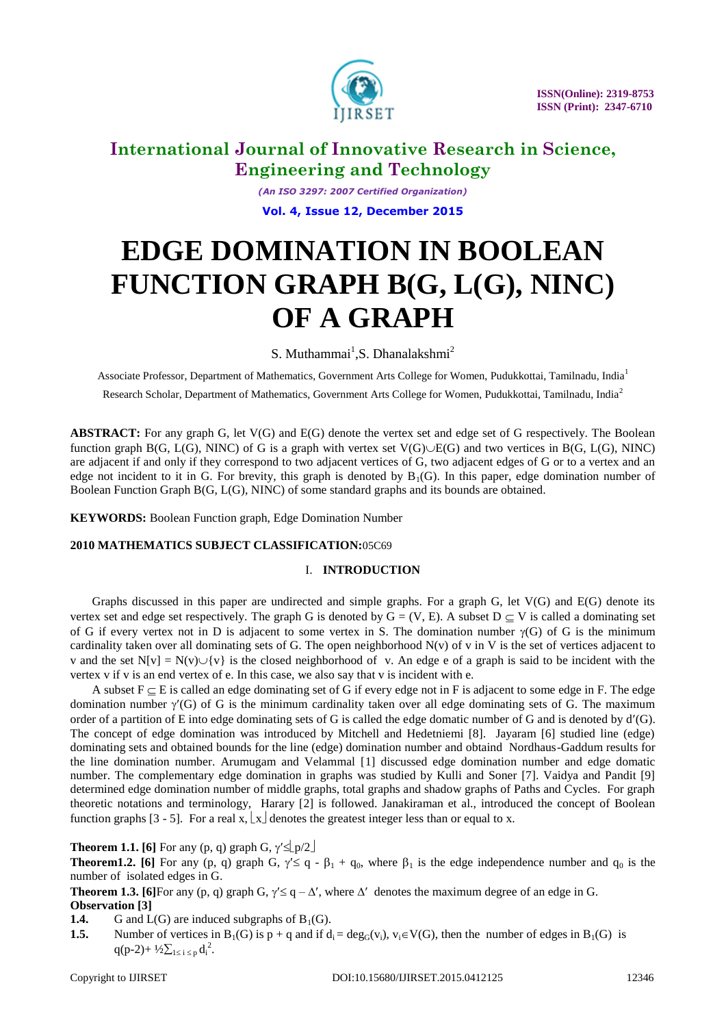# International Journal of Innovative Research in Science, Engineering and Technology

*(An ISO 3297: 2007 Certified Organization)*

**Vol. 4, Issue 12, December 2015**

# EDGE DOMINATION IN BOOLEAN FUNCTION GRAPH B(G, L(G), NINC) OF A GRAPH

S. Muthammai[1], S. Dhanalakshmi[2]

Associate Professor, Department of Mathematics, Government Arts College for Women, Pudukkottai, Tamilnadu, India[1]

Research Scholar, Department of Mathematics, Government Arts College for Women, Pudukkottai, Tamilnadu, India[2]

**ABSTRACT:** For any graph G, let V(G) and E(G) denote the vertex set and edge set of G respectively. The Boolean function graph B(G, L(G), NINC) of G is a graph with vertex set $V(G) \cup E(G)$ and two vertices in B(G, L(G), NINC) are adjacent if and only if they correspond to two adjacent vertices of G, two adjacent edges of G or to a vertex and an edge not incident to it in G. For brevity, this graph is denoted by $B_1(G)$. In this paper, edge domination number of Boolean Function Graph B(G, L(G), NINC) of some standard graphs and its bounds are obtained.

**KEYWORDS:** Boolean Function graph, Edge Domination Number

**2010 MATHEMATICS SUBJECT CLASSIFICATION:** 05C69

## I. INTRODUCTION

Graphs discussed in this paper are undirected and simple graphs. For a graph G, let V(G) and E(G) denote its vertex set and edge set respectively. The graph G is denoted by G = (V, E). A subset $D \subseteq V$ is called a dominating set of G if every vertex not in D is adjacent to some vertex in S. The domination number $\gamma(G)$ of G is the minimum cardinality taken over all dominating sets of G. The open neighborhood N(v) of v in V is the set of vertices adjacent to v and the set $N[v] = N(v) \cup \{v\}$ is the closed neighborhood of v. An edge e of a graph is said to be incident with the vertex v if v is an end vertex of e. In this case, we also say that v is incident with e.

A subset $F \subseteq E$ is called an edge dominating set of G if every edge not in F is adjacent to some edge in F. The edge domination number $\gamma'(G)$ of G is the minimum cardinality taken over all edge dominating sets of G. The maximum order of a partition of E into edge dominating sets of G is called the edge domatic number of G and is denoted by $d'(G)$. The concept of edge domination was introduced by Mitchell and Hedetniemi [8]. Jayaram [6] studied line (edge) dominating sets and obtained bounds for the line (edge) domination number and obtaind Nordhaus-Gaddum results for the line domination number. Arumugam and Velammal [1] discussed edge domination number and edge domatic number. The complementary edge domination in graphs was studied by Kulli and Soner [7]. Vaidya and Pandit [9] determined edge domination number of middle graphs, total graphs and shadow graphs of Paths and Cycles. For graph theoretic notations and terminology, Harary [2] is followed. Janakiraman et al., introduced the concept of Boolean function graphs [3 - 5]. For a real x, $\lfloor x \rfloor$ denotes the greatest integer less than or equal to x.

**Theorem 1.1. [6]** For any (p, q) graph G, $\gamma' \leq \lfloor p/2 \rfloor$

**Theorem1.2. [6]** For any (p, q) graph G, $\gamma' \leq q - \beta_1 + q_0$, where $\beta_1$ is the edge independence number and $q_0$ is the number of isolated edges in G.

**Theorem 1.3. [6]** For any (p, q) graph G, $\gamma' \leq q - \Delta'$, where $\Delta'$ denotes the maximum degree of an edge in G.

**Observation [3]**

**1.4.** G and L(G) are induced subgraphs of $B_1(G)$.

**1.5.** Number of vertices in $B_1(G)$ is p + q and if $d_i = \deg_G(v_i)$, $v_i \in V(G)$, then the number of edges in $B_1(G)$ is $q(p-2) + \frac{1}{2}\sum_{1 \leq i \leq p} d_i^2$.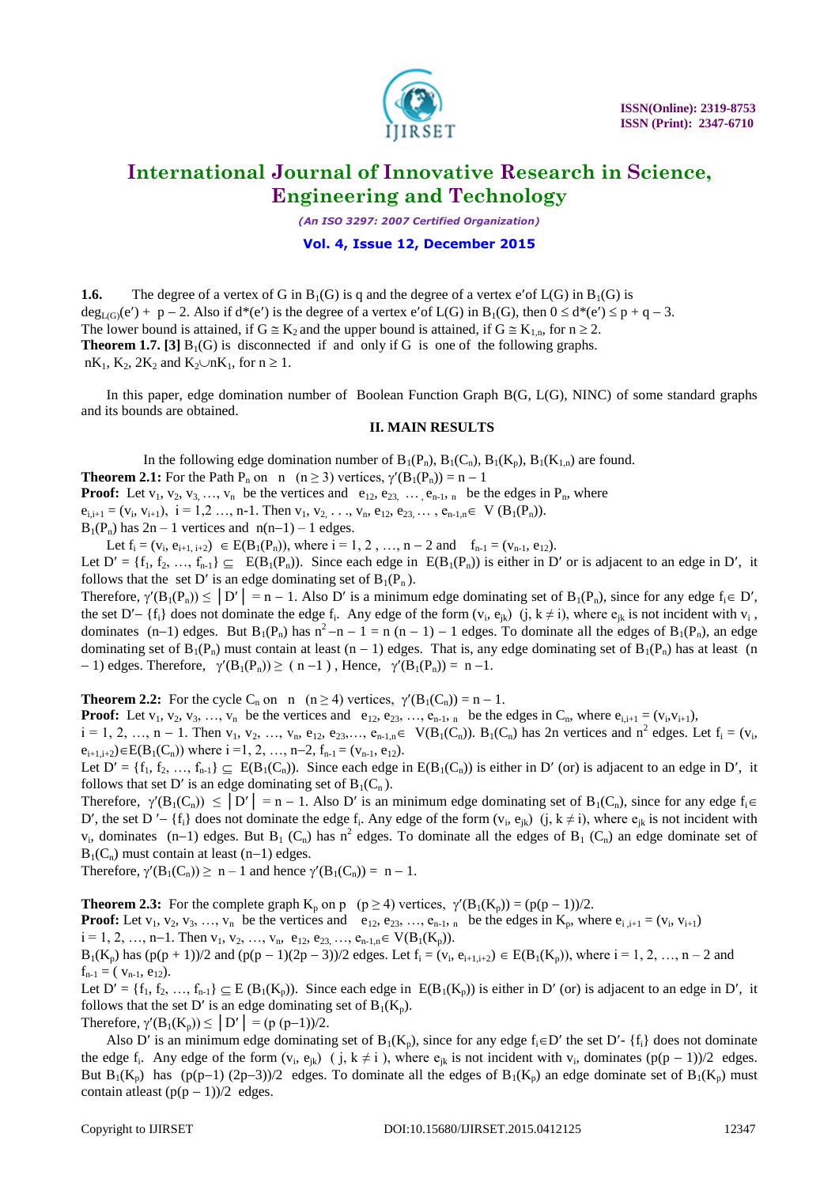**1.6.** The degree of a vertex of G in $B_1(G)$ is q and the degree of a vertex e′of L(G) in $B_1(G)$ is $\deg_{L(G)}(e') + p - 2$. Also if $d^*(e')$ is the degree of a vertex e′ of L(G) in $B_1(G)$, then $0 \le d^*(e') \le p + q - 3$. The lower bound is attained, if $G \cong K_2$ and the upper bound is attained, if $G \cong K_{1,n}$, for $n \ge 2$.

**Theorem 1.7. [3]** $B_1(G)$ is disconnected if and only if G is one of the following graphs. $nK_1$, $K_2$, $2K_2$ and $K_2 \cup nK_1$, for $n \ge 1$.

In this paper, edge domination number of Boolean Function Graph B(G, L(G), NINC) of some standard graphs and its bounds are obtained.

## II. MAIN RESULTS

In the following edge domination number of $B_1(P_n)$, $B_1(C_n)$, $B_1(K_p)$, $B_1(K_{1,n})$ are found.

**Theorem 2.1:** For the Path $P_n$ on n $(n \ge 3)$ vertices, $\gamma'(B_1(P_n)) = n - 1$

**Proof:** Let $v_1, v_2, v_3, \ldots, v_n$ be the vertices and $e_{12}, e_{23}, \ldots, e_{n-1,n}$ be the edges in $P_n$, where $e_{i,i+1} = (v_i, v_{i+1})$, $i = 1,2 \ldots, n-1$. Then $v_1, v_2, \ldots, v_n, e_{12}, e_{23}, \ldots, e_{n-1,n} \in V(B_1(P_n))$.
$B_1(P_n)$ has $2n - 1$ vertices and $n(n-1) - 1$ edges.

Let $f_i = (v_i, e_{i+1,i+2}) \in E(B_1(P_n))$, where $i = 1, 2, \ldots, n-2$ and $f_{n-1} = (v_{n-1}, e_{12})$.
Let $D' = \{f_1, f_2, \ldots, f_{n-1}\} \subseteq E(B_1(P_n))$. Since each edge in $E(B_1(P_n))$ is either in D′ or is adjacent to an edge in D′, it follows that the set D′ is an edge dominating set of $B_1(P_n)$.
Therefore, $\gamma'(B_1(P_n)) \le |D'| = n - 1$. Also D′ is a minimum edge dominating set of $B_1(P_n)$, since for any edge $f_i \in D'$, the set $D' - \{f_i\}$ does not dominate the edge $f_i$. Any edge of the form $(v_i, e_{jk})$ $(j, k \ne i)$, where $e_{jk}$ is not incident with $v_i$, dominates $(n-1)$ edges. But $B_1(P_n)$ has $n^2 - n - 1 = n(n-1) - 1$ edges. To dominate all the edges of $B_1(P_n)$, an edge dominating set of $B_1(P_n)$ must contain at least $(n-1)$ edges. That is, any edge dominating set of $B_1(P_n)$ has at least $(n-1)$ edges. Therefore, $\gamma'(B_1(P_n)) \ge (n-1)$, Hence, $\gamma'(B_1(P_n)) = n-1$.

**Theorem 2.2:** For the cycle $C_n$ on n $(n \ge 4)$ vertices, $\gamma'(B_1(C_n)) = n - 1$.

**Proof:** Let $v_1, v_2, v_3, \ldots, v_n$ be the vertices and $e_{12}, e_{23}, \ldots, e_{n-1,n}$ be the edges in $C_n$, where $e_{i,i+1} = (v_i, v_{i+1})$, $i = 1, 2, \ldots, n-1$. Then $v_1, v_2, \ldots, v_n, e_{12}, e_{23}, \ldots, e_{n-1,n} \in V(B_1(C_n))$. $B_1(C_n)$ has 2n vertices and $n^2$ edges. Let $f_i = (v_i, e_{i+1,i+2}) \in E(B_1(C_n))$ where $i = 1, 2, \ldots, n-2$, $f_{n-1} = (v_{n-1}, e_{12})$.
Let $D' = \{f_1, f_2, \ldots, f_{n-1}\} \subseteq E(B_1(C_n))$. Since each edge in $E(B_1(C_n))$ is either in D′ (or) is adjacent to an edge in D′, it follows that set D′ is an edge dominating set of $B_1(C_n)$.
Therefore, $\gamma'(B_1(C_n)) \le |D'| = n - 1$. Also D′ is an minimum edge dominating set of $B_1(C_n)$, since for any edge $f_i \in D'$, the set $D' - \{f_i\}$ does not dominate the edge $f_i$. Any edge of the form $(v_i, e_{jk})$ $(j, k \ne i)$, where $e_{jk}$ is not incident with $v_i$, dominates $(n-1)$ edges. But $B_1(C_n)$ has $n^2$ edges. To dominate all the edges of $B_1(C_n)$ an edge dominate set of $B_1(C_n)$ must contain at least $(n-1)$ edges.
Therefore, $\gamma'(B_1(C_n)) \ge n - 1$ and hence $\gamma'(B_1(C_n)) = n - 1$.

**Theorem 2.3:** For the complete graph $K_p$ on p $(p \ge 4)$ vertices, $\gamma'(B_1(K_p)) = (p(p-1))/2$.

**Proof:** Let $v_1, v_2, v_3, \ldots, v_n$ be the vertices and $e_{12}, e_{23}, \ldots, e_{n-1,n}$ be the edges in $K_p$, where $e_{i,i+1} = (v_i, v_{i+1})$ $i = 1, 2, \ldots, n-1$. Then $v_1, v_2, \ldots, v_n, e_{12}, e_{23}, \ldots, e_{n-1,n} \in V(B_1(K_p))$.
$B_1(K_p)$ has $(p(p+1))/2$ and $(p(p-1)(2p-3))/2$ edges. Let $f_i = (v_i, e_{i+1,i+2}) \in E(B_1(K_p))$, where $i = 1, 2, \ldots, n-2$ and $f_{n-1} = (v_{n-1}, e_{12})$.
Let $D' = \{f_1, f_2, \ldots, f_{n-1}\} \subseteq E(B_1(K_p))$. Since each edge in $E(B_1(K_p))$ is either in D′ (or) is adjacent to an edge in D′, it follows that the set D′ is an edge dominating set of $B_1(K_p)$.
Therefore, $\gamma'(B_1(K_p)) \le |D'| = (p(p-1))/2$.

Also D′ is an minimum edge dominating set of $B_1(K_p)$, since for any edge $f_i \in D'$ the set $D' - \{f_i\}$ does not dominate the edge $f_i$. Any edge of the form $(v_i, e_{jk})$ $(j, k \ne i)$, where $e_{jk}$ is not incident with $v_i$, dominates $(p(p-1))/2$ edges. But $B_1(K_p)$ has $(p(p-1)(2p-3))/2$ edges. To dominate all the edges of $B_1(K_p)$ an edge dominate set of $B_1(K_p)$ must contain atleast $(p(p-1))/2$ edges.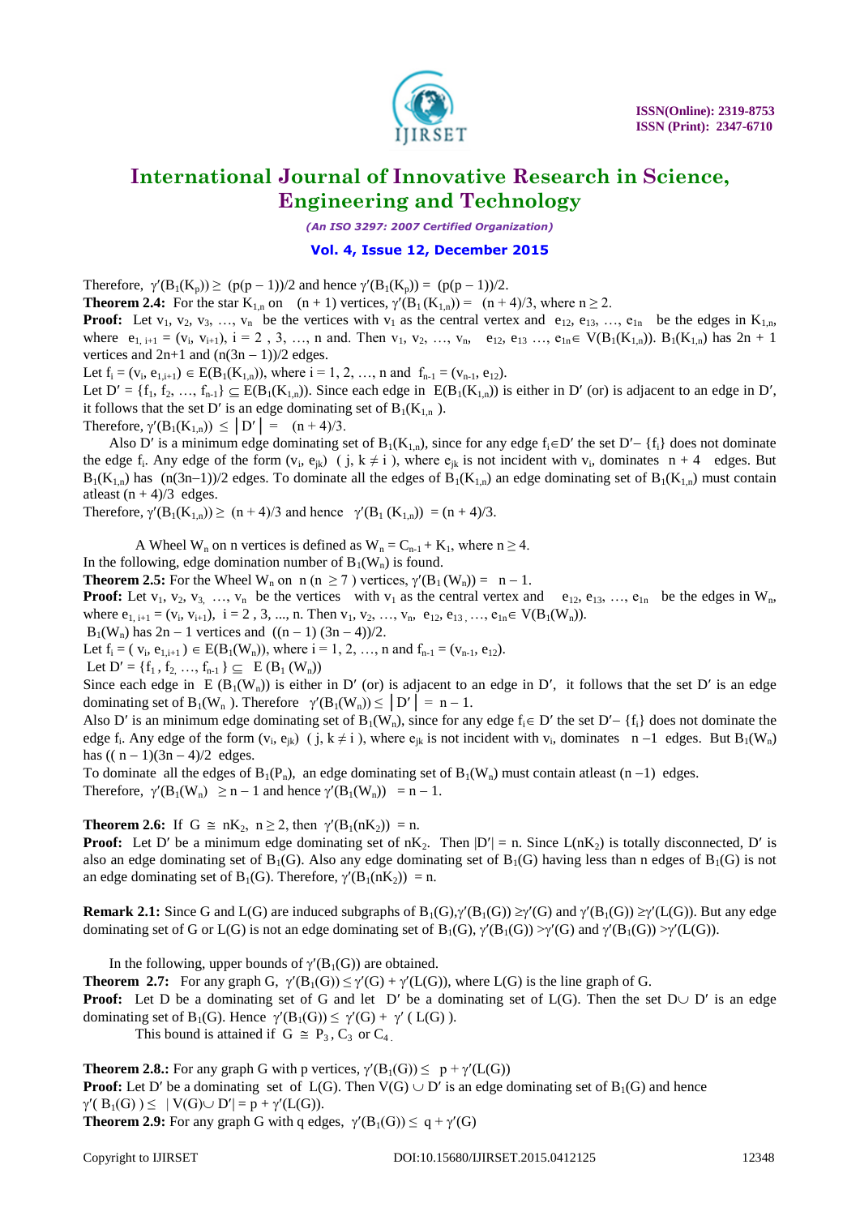Therefore, $\gamma'(B_1(K_p)) \geq (p(p-1))/2$ and hence $\gamma'(B_1(K_p)) = (p(p-1))/2$.

**Theorem 2.4:** For the star $K_{1,n}$ on $(n+1)$ vertices, $\gamma'(B_1(K_{1,n})) = (n+4)/3$, where $n \geq 2$.

**Proof:** Let $v_1, v_2, v_3, \ldots, v_n$ be the vertices with $v_1$ as the central vertex and $e_{12}, e_{13}, \ldots, e_{1n}$ be the edges in $K_{1,n}$, where $e_{1,i+1} = (v_i, v_{i+1})$, $i = 2, 3, \ldots, n$ and. Then $v_1, v_2, \ldots, v_n$, $e_{12}, e_{13} \ldots, e_{1n} \in V(B_1(K_{1,n}))$. $B_1(K_{1,n})$ has $2n+1$ vertices and $2n+1$ and $(n(3n-1))/2$ edges.

Let $f_i = (v_i, e_{1,i+1}) \in E(B_1(K_{1,n}))$, where $i = 1, 2, \ldots, n$ and $f_{n-1} = (v_{n-1}, e_{12})$.

Let $D' = \{f_1, f_2, \ldots, f_{n-1}\} \subseteq E(B_1(K_{1,n}))$. Since each edge in $E(B_1(K_{1,n}))$ is either in $D'$ (or) is adjacent to an edge in $D'$, it follows that the set $D'$ is an edge dominating set of $B_1(K_{1,n})$.

Therefore, $\gamma'(B_1(K_{1,n})) \leq |D'| = (n+4)/3$.

Also $D'$ is a minimum edge dominating set of $B_1(K_{1,n})$, since for any edge $f_i \in D'$ the set $D' - \{f_i\}$ does not dominate the edge $f_i$. Any edge of the form $(v_i, e_{jk})$ ( $j, k \neq i$ ), where $e_{jk}$ is not incident with $v_i$, dominates $n+4$ edges. But $B_1(K_{1,n})$ has $(n(3n-1))/2$ edges. To dominate all the edges of $B_1(K_{1,n})$ an edge dominating set of $B_1(K_{1,n})$ must contain atleast $(n+4)/3$ edges.

Therefore, $\gamma'(B_1(K_{1,n})) \geq (n+4)/3$ and hence $\gamma'(B_1(K_{1,n})) = (n+4)/3$.

A Wheel $W_n$ on n vertices is defined as $W_n = C_{n-1} + K_1$, where $n \geq 4$.

In the following, edge domination number of $B_1(W_n)$ is found.

**Theorem 2.5:** For the Wheel $W_n$ on $n$ ($n \geq 7$) vertices, $\gamma'(B_1(W_n)) = n-1$.

**Proof:** Let $v_1, v_2, v_3, \ldots, v_n$ be the vertices with $v_1$ as the central vertex and $e_{12}, e_{13}, \ldots, e_{1n}$ be the edges in $W_n$, where $e_{1,i+1} = (v_i, v_{i+1})$, $i = 2, 3, \ldots, n$. Then $v_1, v_2, \ldots, v_n$, $e_{12}, e_{13}, \ldots, e_{1n} \in V(B_1(W_n))$.

$B_1(W_n)$ has $2n-1$ vertices and $((n-1)(3n-4))/2$.

Let $f_i = (v_i, e_{1,i+1}) \in E(B_1(W_n))$, where $i = 1, 2, \ldots, n$ and $f_{n-1} = (v_{n-1}, e_{12})$.

Let $D' = \{f_1, f_2, \ldots, f_{n-1}\} \subseteq E(B_1(W_n))$

Since each edge in $E(B_1(W_n))$ is either in $D'$ (or) is adjacent to an edge in $D'$, it follows that the set $D'$ is an edge dominating set of $B_1(W_n)$. Therefore $\gamma'(B_1(W_n)) \leq |D'| = n-1$.

Also $D'$ is an minimum edge dominating set of $B_1(W_n)$, since for any edge $f_i \in D'$ the set $D' - \{f_i\}$ does not dominate the edge $f_i$. Any edge of the form $(v_i, e_{jk})$ ( $j, k \neq i$ ), where $e_{jk}$ is not incident with $v_i$, dominates $n-1$ edges. But $B_1(W_n)$ has $((n-1)(3n-4)/2$ edges.

To dominate all the edges of $B_1(P_n)$, an edge dominating set of $B_1(W_n)$ must contain atleast $(n-1)$ edges.

Therefore, $\gamma'(B_1(W_n)) \geq n-1$ and hence $\gamma'(B_1(W_n)) = n-1$.

**Theorem 2.6:** If $G \cong nK_2$, $n \geq 2$, then $\gamma'(B_1(nK_2)) = n$.

**Proof:** Let $D'$ be a minimum edge dominating set of $nK_2$. Then $|D'| = n$. Since $L(nK_2)$ is totally disconnected, $D'$ is also an edge dominating set of $B_1(G)$. Also any edge dominating set of $B_1(G)$ having less than n edges of $B_1(G)$ is not an edge dominating set of $B_1(G)$. Therefore, $\gamma'(B_1(nK_2)) = n$.

**Remark 2.1:** Since G and L(G) are induced subgraphs of $B_1(G)$, $\gamma'(B_1(G)) \geq \gamma'(G)$ and $\gamma'(B_1(G)) \geq \gamma'(L(G))$. But any edge dominating set of G or L(G) is not an edge dominating set of $B_1(G)$, $\gamma'(B_1(G)) > \gamma'(G)$ and $\gamma'(B_1(G)) > \gamma'(L(G))$.

In the following, upper bounds of $\gamma'(B_1(G))$ are obtained.

**Theorem 2.7:** For any graph G, $\gamma'(B_1(G)) \leq \gamma'(G) + \gamma'(L(G))$, where L(G) is the line graph of G.

**Proof:** Let D be a dominating set of G and let $D'$ be a dominating set of L(G). Then the set $D \cup D'$ is an edge dominating set of $B_1(G)$. Hence $\gamma'(B_1(G)) \leq \gamma'(G) + \gamma'(L(G))$.

This bound is attained if $G \cong P_3, C_3$ or $C_4$.

**Theorem 2.8.:** For any graph G with p vertices, $\gamma'(B_1(G)) \leq p + \gamma'(L(G))$

**Proof:** Let $D'$ be a dominating set of L(G). Then $V(G) \cup D'$ is an edge dominating set of $B_1(G)$ and hence $\gamma'(B_1(G)) \leq |V(G) \cup D'| = p + \gamma'(L(G))$.

**Theorem 2.9:** For any graph G with q edges, $\gamma'(B_1(G)) \leq q + \gamma'(G)$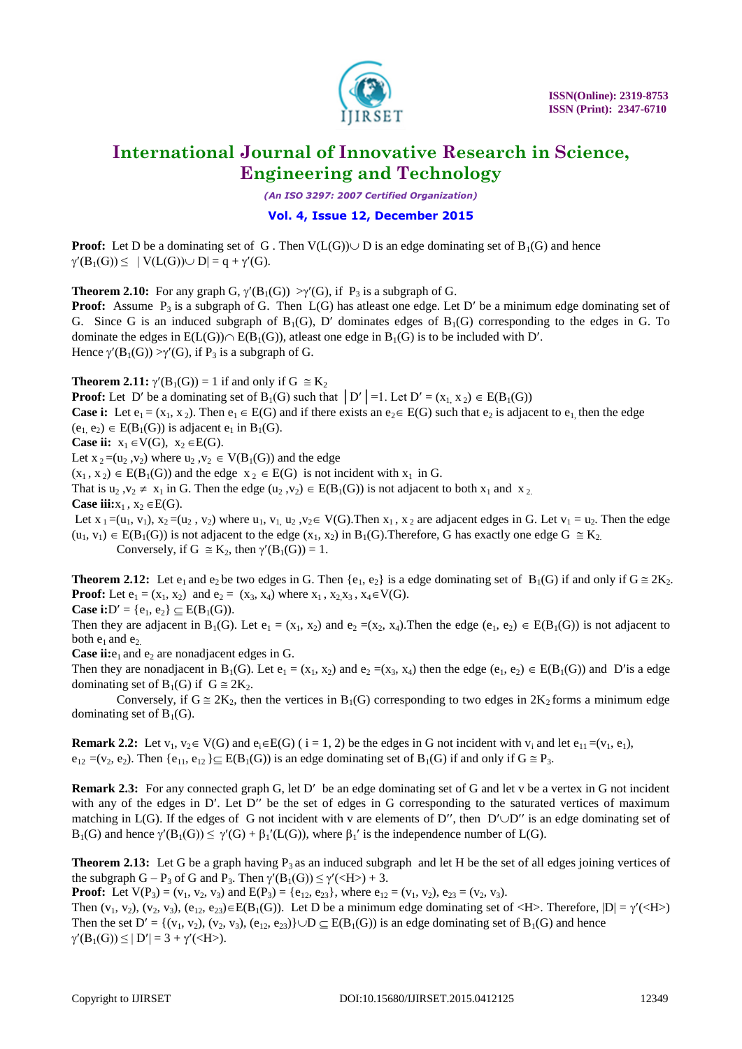**Proof:** Let D be a dominating set of G . Then $V(L(G)) \cup D$ is an edge dominating set of $B_1(G)$ and hence $\gamma'(B_1(G)) \leq |V(L(G)) \cup D| = q + \gamma'(G)$.

**Theorem 2.10:** For any graph G, $\gamma'(B_1(G)) > \gamma'(G)$, if $P_3$ is a subgraph of G.

**Proof:** Assume $P_3$ is a subgraph of G. Then L(G) has atleast one edge. Let $D'$ be a minimum edge dominating set of G. Since G is an induced subgraph of $B_1(G)$, $D'$ dominates edges of $B_1(G)$ corresponding to the edges in G. To dominate the edges in $E(L(G)) \cap E(B_1(G))$, atleast one edge in $B_1(G)$ is to be included with $D'$.

Hence $\gamma'(B_1(G)) > \gamma'(G)$, if $P_3$ is a subgraph of G.

**Theorem 2.11:** $\gamma'(B_1(G)) = 1$ if and only if $G \cong K_2$

**Proof:** Let $D'$ be a dominating set of $B_1(G)$ such that $|D'| = 1$. Let $D' = (x_1, x_2) \in E(B_1(G))$

**Case i:** Let $e_1 = (x_1, x_2)$. Then $e_1 \in E(G)$ and if there exists an $e_2 \in E(G)$ such that $e_2$ is adjacent to $e_1$, then the edge $(e_1, e_2) \in E(B_1(G))$ is adjacent $e_1$ in $B_1(G)$.

**Case ii:** $x_1 \in V(G)$, $x_2 \in E(G)$.

Let $x_2 = (u_2, v_2)$ where $u_2, v_2 \in V(B_1(G))$ and the edge

$(x_1, x_2) \in E(B_1(G))$ and the edge $x_2 \in E(G)$ is not incident with $x_1$ in G.

That is $u_2, v_2 \neq x_1$ in G. Then the edge $(u_2, v_2) \in E(B_1(G))$ is not adjacent to both $x_1$ and $x_2$.

**Case iii:** $x_1, x_2 \in E(G)$.

Let $x_1 = (u_1, v_1)$, $x_2 = (u_2, v_2)$ where $u_1, v_1, u_2, v_2 \in V(G)$. Then $x_1, x_2$ are adjacent edges in G. Let $v_1 = u_2$. Then the edge $(u_1, v_1) \in E(B_1(G))$ is not adjacent to the edge $(x_1, x_2)$ in $B_1(G)$. Therefore, G has exactly one edge $G \cong K_2$.

Conversely, if $G \cong K_2$, then $\gamma'(B_1(G)) = 1$.

**Theorem 2.12:** Let $e_1$ and $e_2$ be two edges in G. Then $\{e_1, e_2\}$ is a edge dominating set of $B_1(G)$ if and only if $G \cong 2K_2$.

**Proof:** Let $e_1 = (x_1, x_2)$ and $e_2 = (x_3, x_4)$ where $x_1, x_2, x_3, x_4 \in V(G)$.

**Case i:** $D' = \{e_1, e_2\} \subseteq E(B_1(G))$.

Then they are adjacent in $B_1(G)$. Let $e_1 = (x_1, x_2)$ and $e_2 = (x_2, x_4)$. Then the edge $(e_1, e_2) \in E(B_1(G))$ is not adjacent to both $e_1$ and $e_2$.

**Case ii:** $e_1$ and $e_2$ are nonadjacent edges in G.

Then they are nonadjacent in $B_1(G)$. Let $e_1 = (x_1, x_2)$ and $e_2 = (x_3, x_4)$ then the edge $(e_1, e_2) \in E(B_1(G))$ and $D'$is a edge dominating set of $B_1(G)$ if $G \cong 2K_2$.

Conversely, if $G \cong 2K_2$, then the vertices in $B_1(G)$ corresponding to two edges in $2K_2$ forms a minimum edge dominating set of $B_1(G)$.

**Remark 2.2:** Let $v_1, v_2 \in V(G)$ and $e_i \in E(G)$ ( i = 1, 2) be the edges in G not incident with $v_i$ and let $e_{11} = (v_1, e_1)$, $e_{12} = (v_2, e_2)$. Then $\{e_{11}, e_{12}\} \subseteq E(B_1(G))$ is an edge dominating set of $B_1(G)$ if and only if $G \cong P_3$.

**Remark 2.3:** For any connected graph G, let $D'$ be an edge dominating set of G and let v be a vertex in G not incident with any of the edges in $D'$. Let $D''$ be the set of edges in G corresponding to the saturated vertices of maximum matching in L(G). If the edges of G not incident with v are elements of $D''$, then $D' \cup D''$ is an edge dominating set of $B_1(G)$ and hence $\gamma'(B_1(G)) \leq \gamma'(G) + \beta_1'(L(G))$, where $\beta_1'$ is the independence number of L(G).

**Theorem 2.13:** Let G be a graph having $P_3$ as an induced subgraph and let H be the set of all edges joining vertices of the subgraph $G - P_3$ of G and $P_3$. Then $\gamma'(B_1(G)) \leq \gamma'(\langle H \rangle) + 3$.

**Proof:** Let $V(P_3) = (v_1, v_2, v_3)$ and $E(P_3) = \{e_{12}, e_{23}\}$, where $e_{12} = (v_1, v_2)$, $e_{23} = (v_2, v_3)$.

Then $(v_1, v_2)$, $(v_2, v_3)$, $(e_{12}, e_{23}) \in E(B_1(G))$. Let D be a minimum edge dominating set of $\langle H \rangle$. Therefore, $|D| = \gamma'(\langle H \rangle)$

Then the set $D' = \{(v_1, v_2), (v_2, v_3), (e_{12}, e_{23})\} \cup D \subseteq E(B_1(G))$ is an edge dominating set of $B_1(G)$ and hence $\gamma'(B_1(G)) \leq |D'| = 3 + \gamma'(\langle H \rangle)$.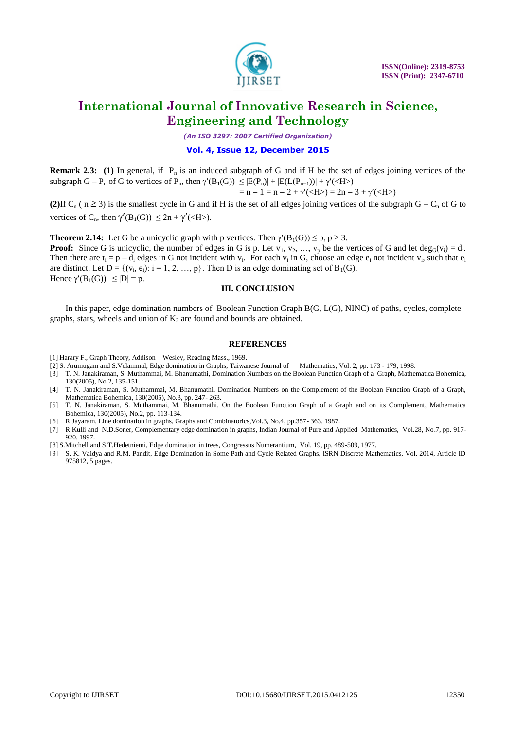**Remark 2.3:** **(1)** In general, if $P_n$ is an induced subgraph of G and if H be the set of edges joining vertices of the subgraph $G - P_n$ of G to vertices of $P_n$, then $\gamma'(B_1(G)) \leq |E(P_n)| + |E(L(P_{n-1}))| + \gamma'(<H>)$

$= n - 1 = n - 2 + \gamma'(<H>) = 2n - 3 + \gamma'(<H>)$

**(2)** If $C_n$ ( $n \geq 3$) is the smallest cycle in G and if H is the set of all edges joining vertices of the subgraph $G - C_n$ of G to vertices of $C_n$, then $\gamma'(B_1(G)) \leq 2n + \gamma'(<H>)$.

**Theorem 2.14:** Let G be a unicyclic graph with p vertices. Then $\gamma'(B_1(G)) \leq p$, $p \geq 3$.

**Proof:** Since G is unicyclic, the number of edges in G is p. Let $v_1, v_2, \ldots, v_p$ be the vertices of G and let $\deg_G(v_i) = d_i$. Then there are $t_i = p - d_i$ edges in G not incident with $v_i$. For each $v_i$ in G, choose an edge $e_i$ not incident $v_i$, such that $e_i$ are distinct. Let $D = \{(v_i, e_i): i = 1, 2, \ldots, p\}$. Then D is an edge dominating set of $B_1(G)$.

Hence $\gamma'(B_1(G)) \leq |D| = p$.

## III. CONCLUSION

In this paper, edge domination numbers of Boolean Function Graph B(G, L(G), NINC) of paths, cycles, complete graphs, stars, wheels and union of $K_2$ are found and bounds are obtained.

## REFERENCES

[1] Harary F., Graph Theory, Addison – Wesley, Reading Mass., 1969.

[2] S. Arumugam and S.Velammal, Edge domination in Graphs, Taiwanese Journal of Mathematics, Vol. 2, pp. 173 - 179, 1998.

[3] T. N. Janakiraman, S. Muthammai, M. Bhanumathi, Domination Numbers on the Boolean Function Graph of a Graph, Mathematica Bohemica, 130(2005), No.2, 135-151.

[4] T. N. Janakiraman, S. Muthammai, M. Bhanumathi, Domination Numbers on the Complement of the Boolean Function Graph of a Graph, Mathematica Bohemica, 130(2005), No.3, pp. 247- 263.

[5] T. N. Janakiraman, S. Muthammai, M. Bhanumathi, On the Boolean Function Graph of a Graph and on its Complement, Mathematica Bohemica, 130(2005), No.2, pp. 113-134.

[6] R.Jayaram, Line domination in graphs, Graphs and Combinatorics,Vol.3, No.4, pp.357- 363, 1987.

[7] R.Kulli and N.D.Soner, Complementary edge domination in graphs, Indian Journal of Pure and Applied Mathematics, Vol.28, No.7, pp. 917-920, 1997.

[8] S.Mitchell and S.T.Hedetniemi, Edge domination in trees, Congressus Numerantium, Vol. 19, pp. 489-509, 1977.

[9] S. K. Vaidya and R.M. Pandit, Edge Domination in Some Path and Cycle Related Graphs, ISRN Discrete Mathematics, Vol. 2014, Article ID 975812, 5 pages.